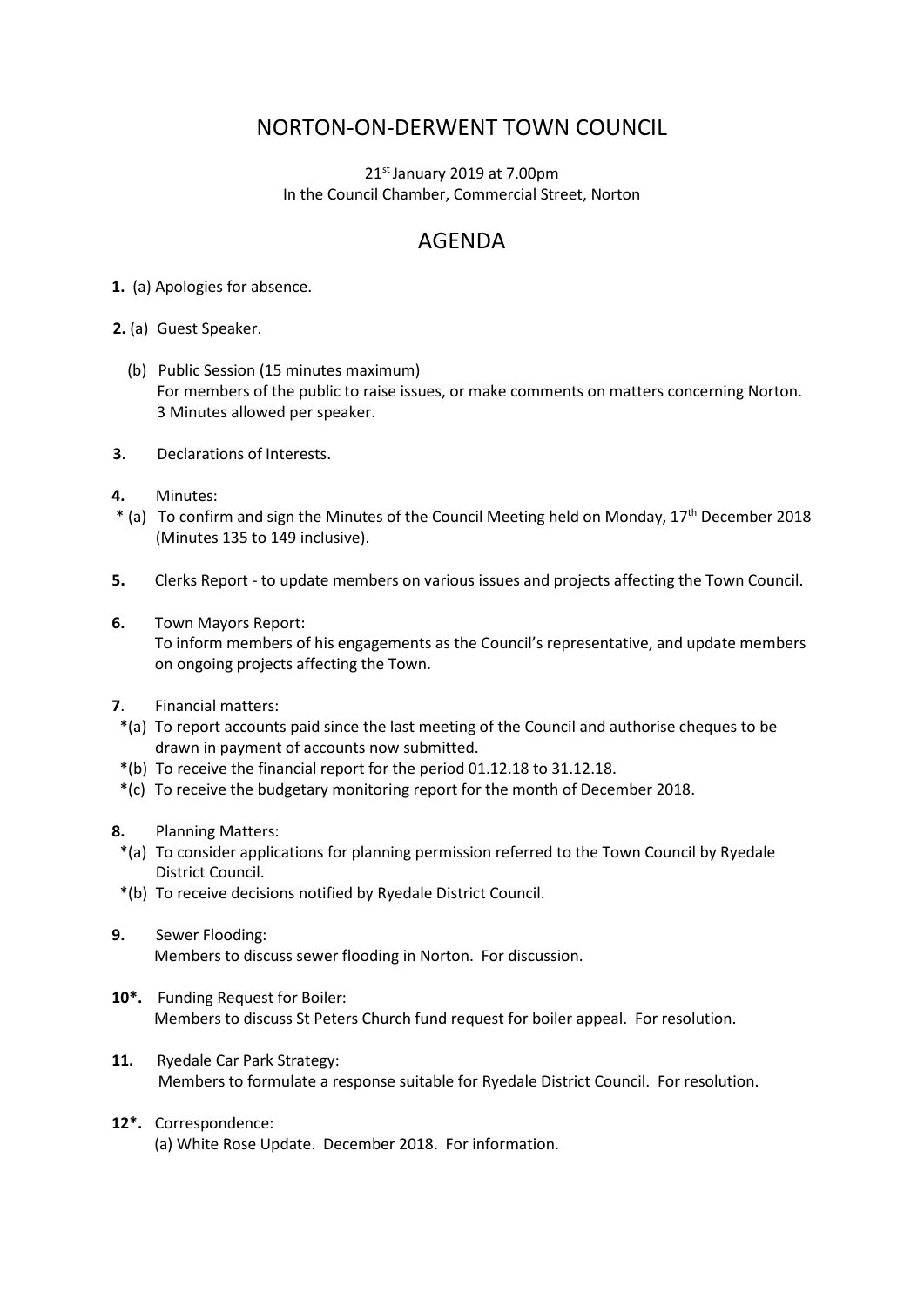# NORTON-ON-DERWENT TOWN COUNCIL

21st January 2019 at 7.00pm
In the Council Chamber, Commercial Street, Norton

## AGENDA

**1.** (a) Apologies for absence.

**2.** (a) Guest Speaker.

(b) Public Session (15 minutes maximum)
For members of the public to raise issues, or make comments on matters concerning Norton. 3 Minutes allowed per speaker.

**3**. Declarations of Interests.

**4.** Minutes:
* (a) To confirm and sign the Minutes of the Council Meeting held on Monday, 17th December 2018 (Minutes 135 to 149 inclusive).

**5.** Clerks Report - to update members on various issues and projects affecting the Town Council.

**6.** Town Mayors Report:
To inform members of his engagements as the Council's representative, and update members on ongoing projects affecting the Town.

**7**. Financial matters:
*(a) To report accounts paid since the last meeting of the Council and authorise cheques to be drawn in payment of accounts now submitted.
*(b) To receive the financial report for the period 01.12.18 to 31.12.18.
*(c) To receive the budgetary monitoring report for the month of December 2018.

**8.** Planning Matters:
*(a) To consider applications for planning permission referred to the Town Council by Ryedale District Council.
*(b) To receive decisions notified by Ryedale District Council.

**9.** Sewer Flooding:
Members to discuss sewer flooding in Norton. For discussion.

**10*.** Funding Request for Boiler:
Members to discuss St Peters Church fund request for boiler appeal. For resolution.

**11.** Ryedale Car Park Strategy:
Members to formulate a response suitable for Ryedale District Council. For resolution.

**12*.** Correspondence:
(a) White Rose Update. December 2018. For information.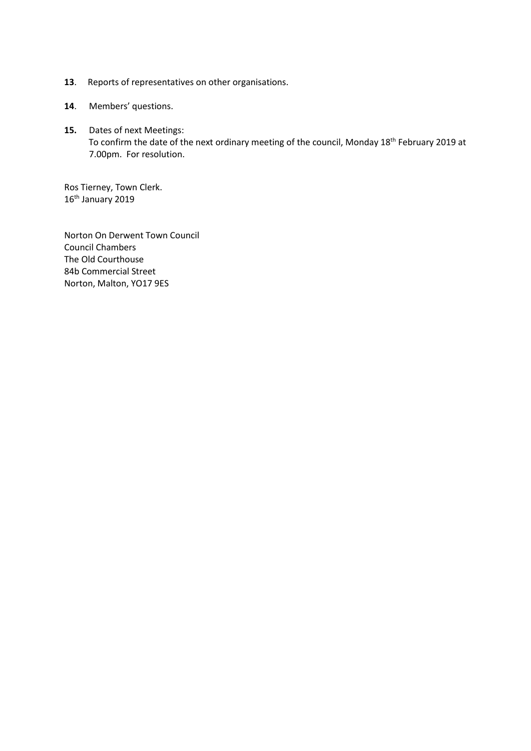**13**. Reports of representatives on other organisations.

**14**. Members' questions.

**15.** Dates of next Meetings:
To confirm the date of the next ordinary meeting of the council, Monday 18th February 2019 at 7.00pm. For resolution.

Ros Tierney, Town Clerk.
16th January 2019

Norton On Derwent Town Council
Council Chambers
The Old Courthouse
84b Commercial Street
Norton, Malton, YO17 9ES